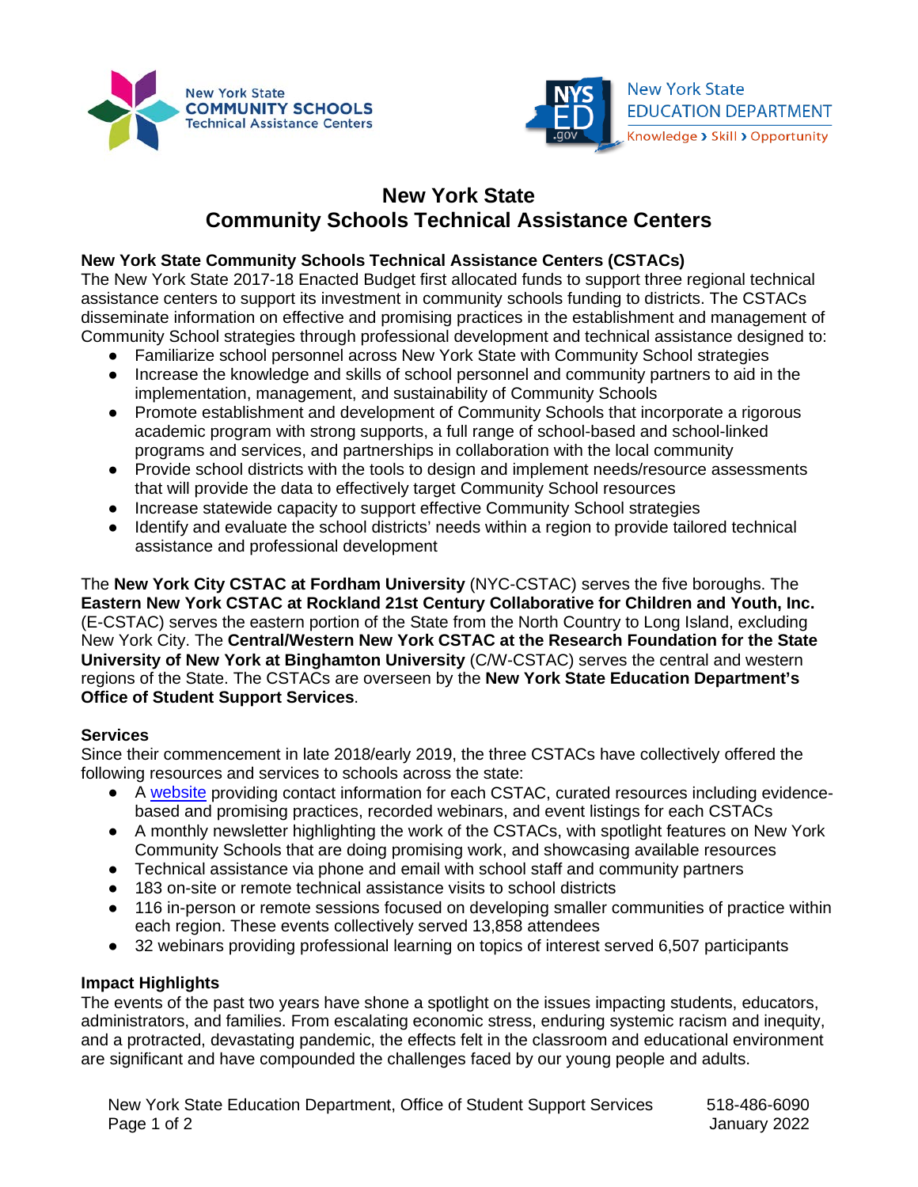# New York State
# Community Schools Technical Assistance Centers

### New York State Community Schools Technical Assistance Centers (CSTACs)

The New York State 2017-18 Enacted Budget first allocated funds to support three regional technical assistance centers to support its investment in community schools funding to districts. The CSTACs disseminate information on effective and promising practices in the establishment and management of Community School strategies through professional development and technical assistance designed to:

- Familiarize school personnel across New York State with Community School strategies
- Increase the knowledge and skills of school personnel and community partners to aid in the implementation, management, and sustainability of Community Schools
- Promote establishment and development of Community Schools that incorporate a rigorous academic program with strong supports, a full range of school-based and school-linked programs and services, and partnerships in collaboration with the local community
- Provide school districts with the tools to design and implement needs/resource assessments that will provide the data to effectively target Community School resources
- Increase statewide capacity to support effective Community School strategies
- Identify and evaluate the school districts' needs within a region to provide tailored technical assistance and professional development

The **New York City CSTAC at Fordham University** (NYC-CSTAC) serves the five boroughs. The **Eastern New York CSTAC at Rockland 21st Century Collaborative for Children and Youth, Inc.** (E-CSTAC) serves the eastern portion of the State from the North Country to Long Island, excluding New York City. The **Central/Western New York CSTAC at the Research Foundation for the State University of New York at Binghamton University** (C/W-CSTAC) serves the central and western regions of the State. The CSTACs are overseen by the **New York State Education Department's Office of Student Support Services**.

### Services

Since their commencement in late 2018/early 2019, the three CSTACs have collectively offered the following resources and services to schools across the state:

- A website providing contact information for each CSTAC, curated resources including evidence-based and promising practices, recorded webinars, and event listings for each CSTACs
- A monthly newsletter highlighting the work of the CSTACs, with spotlight features on New York Community Schools that are doing promising work, and showcasing available resources
- Technical assistance via phone and email with school staff and community partners
- 183 on-site or remote technical assistance visits to school districts
- 116 in-person or remote sessions focused on developing smaller communities of practice within each region. These events collectively served 13,858 attendees
- 32 webinars providing professional learning on topics of interest served 6,507 participants

### Impact Highlights

The events of the past two years have shone a spotlight on the issues impacting students, educators, administrators, and families. From escalating economic stress, enduring systemic racism and inequity, and a protracted, devastating pandemic, the effects felt in the classroom and educational environment are significant and have compounded the challenges faced by our young people and adults.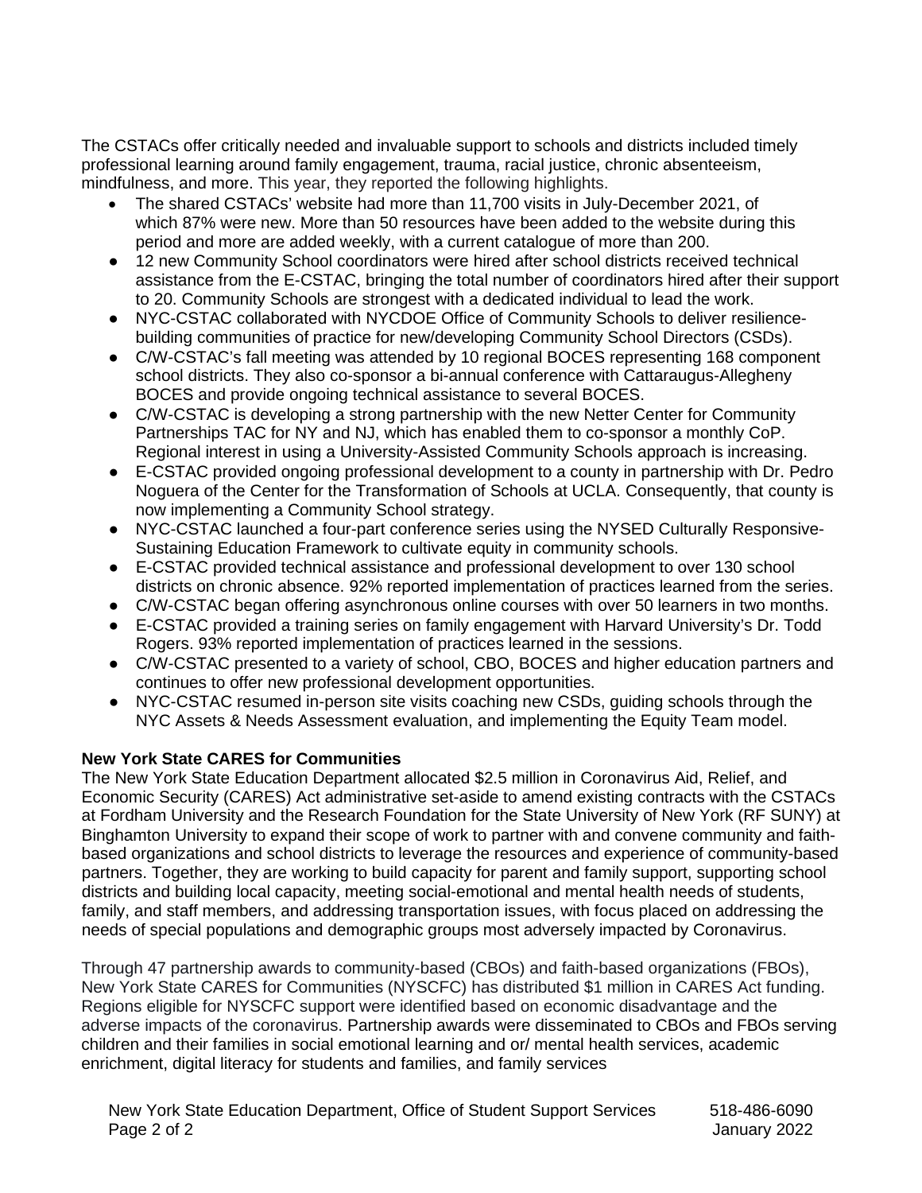The CSTACs offer critically needed and invaluable support to schools and districts included timely professional learning around family engagement, trauma, racial justice, chronic absenteeism, mindfulness, and more. This year, they reported the following highlights.

- The shared CSTACs' website had more than 11,700 visits in July-December 2021, of which 87% were new. More than 50 resources have been added to the website during this period and more are added weekly, with a current catalogue of more than 200.
- 12 new Community School coordinators were hired after school districts received technical assistance from the E-CSTAC, bringing the total number of coordinators hired after their support to 20. Community Schools are strongest with a dedicated individual to lead the work.
- NYC-CSTAC collaborated with NYCDOE Office of Community Schools to deliver resilience-building communities of practice for new/developing Community School Directors (CSDs).
- C/W-CSTAC's fall meeting was attended by 10 regional BOCES representing 168 component school districts. They also co-sponsor a bi-annual conference with Cattaraugus-Allegheny BOCES and provide ongoing technical assistance to several BOCES.
- C/W-CSTAC is developing a strong partnership with the new Netter Center for Community Partnerships TAC for NY and NJ, which has enabled them to co-sponsor a monthly CoP. Regional interest in using a University-Assisted Community Schools approach is increasing.
- E-CSTAC provided ongoing professional development to a county in partnership with Dr. Pedro Noguera of the Center for the Transformation of Schools at UCLA. Consequently, that county is now implementing a Community School strategy.
- NYC-CSTAC launched a four-part conference series using the NYSED Culturally Responsive-Sustaining Education Framework to cultivate equity in community schools.
- E-CSTAC provided technical assistance and professional development to over 130 school districts on chronic absence. 92% reported implementation of practices learned from the series.
- C/W-CSTAC began offering asynchronous online courses with over 50 learners in two months.
- E-CSTAC provided a training series on family engagement with Harvard University's Dr. Todd Rogers. 93% reported implementation of practices learned in the sessions.
- C/W-CSTAC presented to a variety of school, CBO, BOCES and higher education partners and continues to offer new professional development opportunities.
- NYC-CSTAC resumed in-person site visits coaching new CSDs, guiding schools through the NYC Assets & Needs Assessment evaluation, and implementing the Equity Team model.

**New York State CARES for Communities**

The New York State Education Department allocated $2.5 million in Coronavirus Aid, Relief, and Economic Security (CARES) Act administrative set-aside to amend existing contracts with the CSTACs at Fordham University and the Research Foundation for the State University of New York (RF SUNY) at Binghamton University to expand their scope of work to partner with and convene community and faith-based organizations and school districts to leverage the resources and experience of community-based partners. Together, they are working to build capacity for parent and family support, supporting school districts and building local capacity, meeting social-emotional and mental health needs of students, family, and staff members, and addressing transportation issues, with focus placed on addressing the needs of special populations and demographic groups most adversely impacted by Coronavirus.

Through 47 partnership awards to community-based (CBOs) and faith-based organizations (FBOs), New York State CARES for Communities (NYSCFC) has distributed $1 million in CARES Act funding. Regions eligible for NYSCFC support were identified based on economic disadvantage and the adverse impacts of the coronavirus. Partnership awards were disseminated to CBOs and FBOs serving children and their families in social emotional learning and or/ mental health services, academic enrichment, digital literacy for students and families, and family services